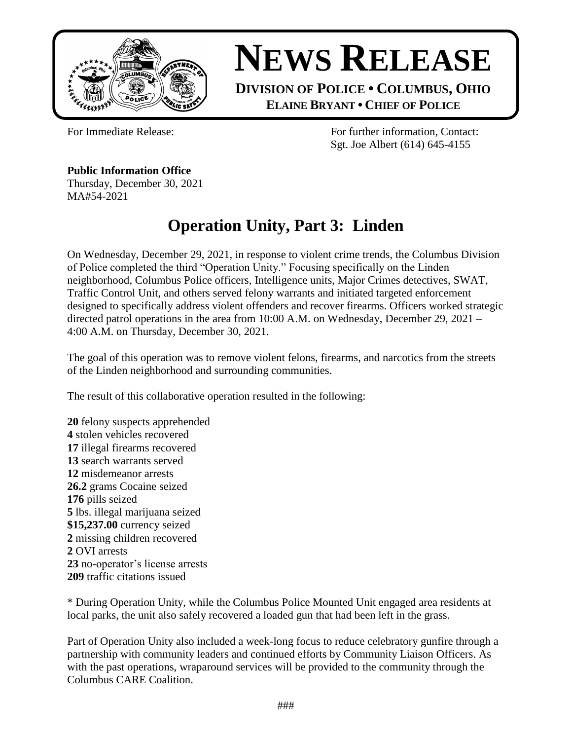# NEWS RELEASE

**DIVISION OF POLICE • COLUMBUS, OHIO**
**ELAINE BRYANT • CHIEF OF POLICE**

For Immediate Release:

For further information, Contact:
Sgt. Joe Albert (614) 645-4155

**Public Information Office**
Thursday, December 30, 2021
MA#54-2021

## Operation Unity, Part 3: Linden

On Wednesday, December 29, 2021, in response to violent crime trends, the Columbus Division of Police completed the third "Operation Unity." Focusing specifically on the Linden neighborhood, Columbus Police officers, Intelligence units, Major Crimes detectives, SWAT, Traffic Control Unit, and others served felony warrants and initiated targeted enforcement designed to specifically address violent offenders and recover firearms. Officers worked strategic directed patrol operations in the area from 10:00 A.M. on Wednesday, December 29, 2021 – 4:00 A.M. on Thursday, December 30, 2021.

The goal of this operation was to remove violent felons, firearms, and narcotics from the streets of the Linden neighborhood and surrounding communities.

The result of this collaborative operation resulted in the following:

**20** felony suspects apprehended
**4** stolen vehicles recovered
**17** illegal firearms recovered
**13** search warrants served
**12** misdemeanor arrests
**26.2** grams Cocaine seized
**176** pills seized
**5** lbs. illegal marijuana seized
**$15,237.00** currency seized
**2** missing children recovered
**2** OVI arrests
**23** no-operator's license arrests
**209** traffic citations issued

* During Operation Unity, while the Columbus Police Mounted Unit engaged area residents at local parks, the unit also safely recovered a loaded gun that had been left in the grass.

Part of Operation Unity also included a week-long focus to reduce celebratory gunfire through a partnership with community leaders and continued efforts by Community Liaison Officers. As with the past operations, wraparound services will be provided to the community through the Columbus CARE Coalition.

###